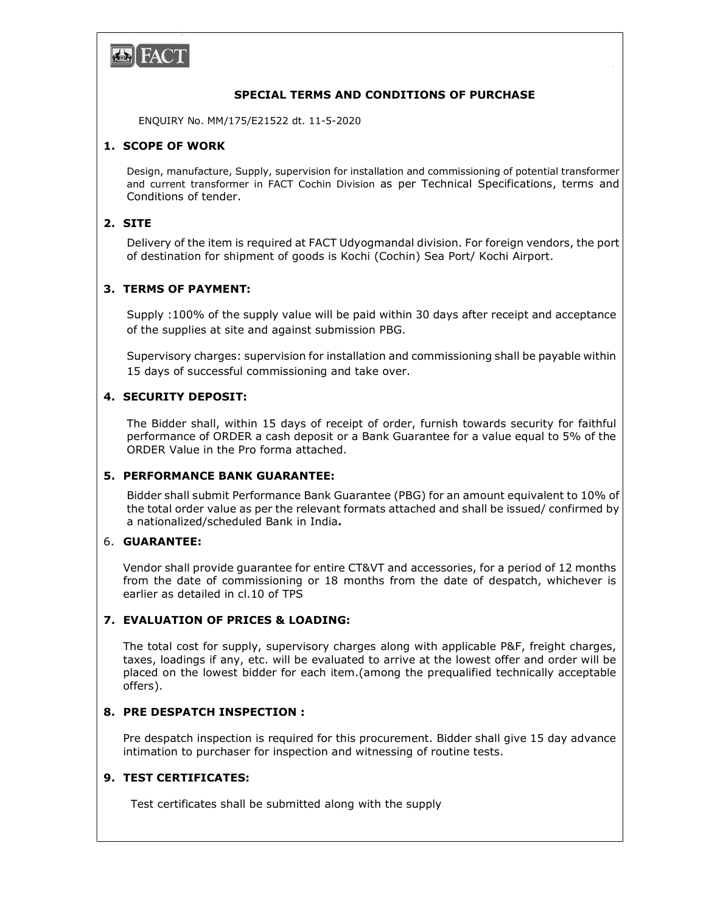FACT

# SPECIAL TERMS AND CONDITIONS OF PURCHASE

ENQUIRY No. MM/175/E21522 dt. 11-5-2020

## 1. SCOPE OF WORK

Design, manufacture, Supply, supervision for installation and commissioning of potential transformer and current transformer in FACT Cochin Division as per Technical Specifications, terms and Conditions of tender.

## 2. SITE

Delivery of the item is required at FACT Udyogmandal division. For foreign vendors, the port of destination for shipment of goods is Kochi (Cochin) Sea Port/ Kochi Airport.

## 3. TERMS OF PAYMENT:

Supply :100% of the supply value will be paid within 30 days after receipt and acceptance of the supplies at site and against submission PBG.

Supervisory charges: supervision for installation and commissioning shall be payable within 15 days of successful commissioning and take over.

## 4. SECURITY DEPOSIT:

The Bidder shall, within 15 days of receipt of order, furnish towards security for faithful performance of ORDER a cash deposit or a Bank Guarantee for a value equal to 5% of the ORDER Value in the Pro forma attached.

## 5. PERFORMANCE BANK GUARANTEE:

Bidder shall submit Performance Bank Guarantee (PBG) for an amount equivalent to 10% of the total order value as per the relevant formats attached and shall be issued/ confirmed by a nationalized/scheduled Bank in India**.**

## 6. GUARANTEE:

Vendor shall provide guarantee for entire CT&VT and accessories, for a period of 12 months from the date of commissioning or 18 months from the date of despatch, whichever is earlier as detailed in cl.10 of TPS

## 7. EVALUATION OF PRICES & LOADING:

The total cost for supply, supervisory charges along with applicable P&F, freight charges, taxes, loadings if any, etc. will be evaluated to arrive at the lowest offer and order will be placed on the lowest bidder for each item.(among the prequalified technically acceptable offers).

## 8. PRE DESPATCH INSPECTION :

Pre despatch inspection is required for this procurement. Bidder shall give 15 day advance intimation to purchaser for inspection and witnessing of routine tests.

## 9. TEST CERTIFICATES:

Test certificates shall be submitted along with the supply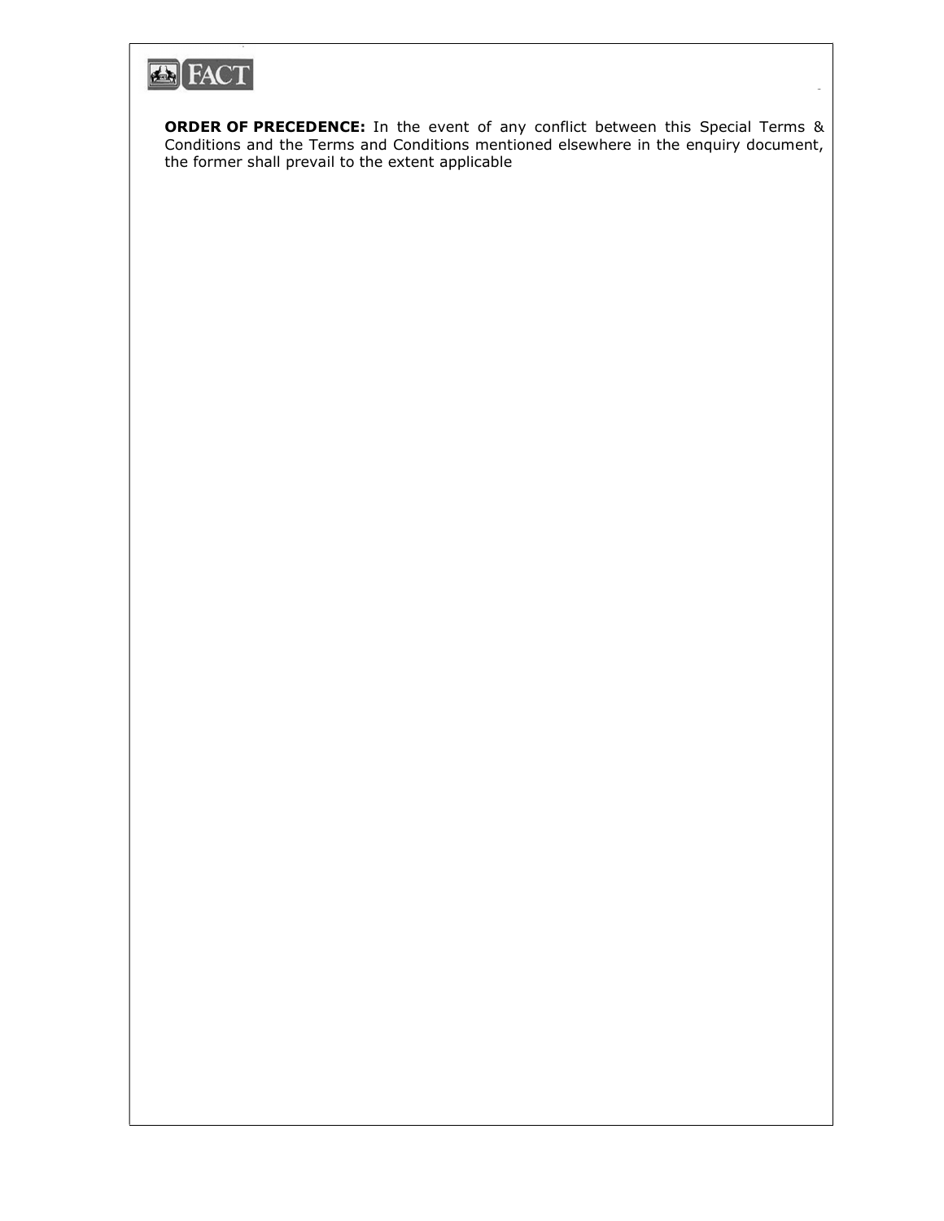**ORDER OF PRECEDENCE:** In the event of any conflict between this Special Terms & Conditions and the Terms and Conditions mentioned elsewhere in the enquiry document, the former shall prevail to the extent applicable